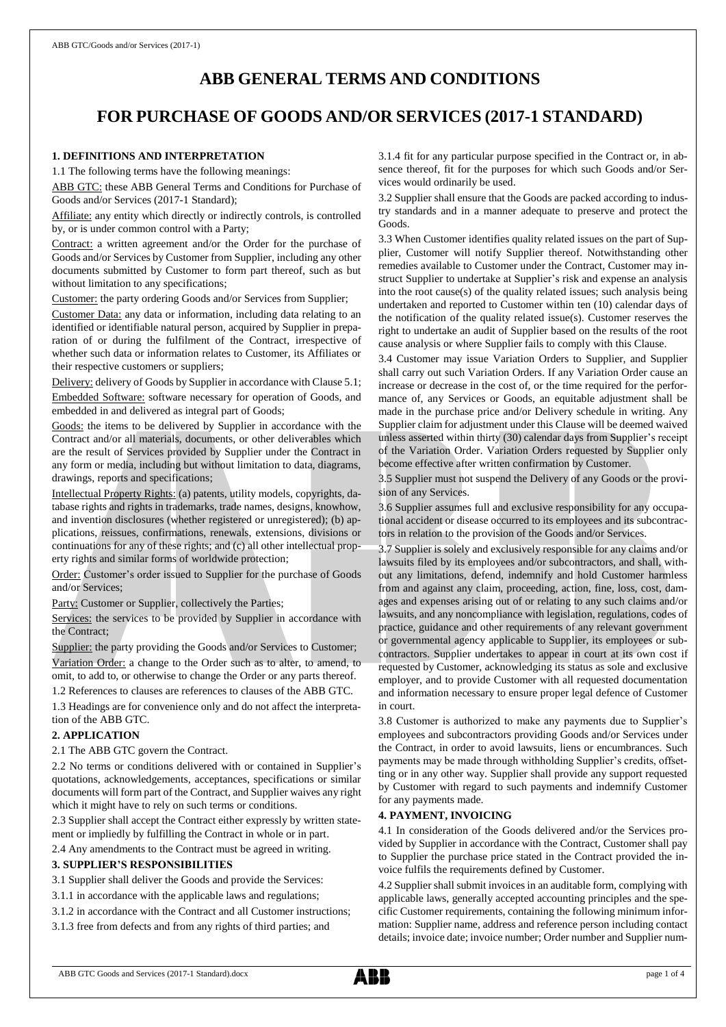# ABB GENERAL TERMS AND CONDITIONS

# FOR PURCHASE OF GOODS AND/OR SERVICES (2017-1 STANDARD)

### 1. DEFINITIONS AND INTERPRETATION

1.1 The following terms have the following meanings:

ABB GTC: these ABB General Terms and Conditions for Purchase of Goods and/or Services (2017-1 Standard);

Affiliate: any entity which directly or indirectly controls, is controlled by, or is under common control with a Party;

Contract: a written agreement and/or the Order for the purchase of Goods and/or Services by Customer from Supplier, including any other documents submitted by Customer to form part thereof, such as but without limitation to any specifications;

Customer: the party ordering Goods and/or Services from Supplier;

Customer Data: any data or information, including data relating to an identified or identifiable natural person, acquired by Supplier in preparation of or during the fulfilment of the Contract, irrespective of whether such data or information relates to Customer, its Affiliates or their respective customers or suppliers;

Delivery: delivery of Goods by Supplier in accordance with Clause 5.1;

Embedded Software: software necessary for operation of Goods, and embedded in and delivered as integral part of Goods;

Goods: the items to be delivered by Supplier in accordance with the Contract and/or all materials, documents, or other deliverables which are the result of Services provided by Supplier under the Contract in any form or media, including but without limitation to data, diagrams, drawings, reports and specifications;

Intellectual Property Rights: (a) patents, utility models, copyrights, database rights and rights in trademarks, trade names, designs, knowhow, and invention disclosures (whether registered or unregistered); (b) applications, reissues, confirmations, renewals, extensions, divisions or continuations for any of these rights; and (c) all other intellectual property rights and similar forms of worldwide protection;

Order: Customer's order issued to Supplier for the purchase of Goods and/or Services;

Party: Customer or Supplier, collectively the Parties;

Services: the services to be provided by Supplier in accordance with the Contract;

Supplier: the party providing the Goods and/or Services to Customer;

Variation Order: a change to the Order such as to alter, to amend, to omit, to add to, or otherwise to change the Order or any parts thereof.

1.2 References to clauses are references to clauses of the ABB GTC.

1.3 Headings are for convenience only and do not affect the interpretation of the ABB GTC.

### 2. APPLICATION

2.1 The ABB GTC govern the Contract.

2.2 No terms or conditions delivered with or contained in Supplier's quotations, acknowledgements, acceptances, specifications or similar documents will form part of the Contract, and Supplier waives any right which it might have to rely on such terms or conditions.

2.3 Supplier shall accept the Contract either expressly by written statement or impliedly by fulfilling the Contract in whole or in part.

2.4 Any amendments to the Contract must be agreed in writing.

### 3. SUPPLIER'S RESPONSIBILITIES

3.1 Supplier shall deliver the Goods and provide the Services:

3.1.1 in accordance with the applicable laws and regulations;

3.1.2 in accordance with the Contract and all Customer instructions;

3.1.3 free from defects and from any rights of third parties; and

3.1.4 fit for any particular purpose specified in the Contract or, in absence thereof, fit for the purposes for which such Goods and/or Services would ordinarily be used.

3.2 Supplier shall ensure that the Goods are packed according to industry standards and in a manner adequate to preserve and protect the Goods.

3.3 When Customer identifies quality related issues on the part of Supplier, Customer will notify Supplier thereof. Notwithstanding other remedies available to Customer under the Contract, Customer may instruct Supplier to undertake at Supplier's risk and expense an analysis into the root cause(s) of the quality related issues; such analysis being undertaken and reported to Customer within ten (10) calendar days of the notification of the quality related issue(s). Customer reserves the right to undertake an audit of Supplier based on the results of the root cause analysis or where Supplier fails to comply with this Clause.

3.4 Customer may issue Variation Orders to Supplier, and Supplier shall carry out such Variation Orders. If any Variation Order cause an increase or decrease in the cost of, or the time required for the performance of, any Services or Goods, an equitable adjustment shall be made in the purchase price and/or Delivery schedule in writing. Any Supplier claim for adjustment under this Clause will be deemed waived unless asserted within thirty (30) calendar days from Supplier's receipt of the Variation Order. Variation Orders requested by Supplier only become effective after written confirmation by Customer.

3.5 Supplier must not suspend the Delivery of any Goods or the provision of any Services.

3.6 Supplier assumes full and exclusive responsibility for any occupational accident or disease occurred to its employees and its subcontractors in relation to the provision of the Goods and/or Services.

3.7 Supplier is solely and exclusively responsible for any claims and/or lawsuits filed by its employees and/or subcontractors, and shall, without any limitations, defend, indemnify and hold Customer harmless from and against any claim, proceeding, action, fine, loss, cost, damages and expenses arising out of or relating to any such claims and/or lawsuits, and any noncompliance with legislation, regulations, codes of practice, guidance and other requirements of any relevant government or governmental agency applicable to Supplier, its employees or subcontractors. Supplier undertakes to appear in court at its own cost if requested by Customer, acknowledging its status as sole and exclusive employer, and to provide Customer with all requested documentation and information necessary to ensure proper legal defence of Customer in court.

3.8 Customer is authorized to make any payments due to Supplier's employees and subcontractors providing Goods and/or Services under the Contract, in order to avoid lawsuits, liens or encumbrances. Such payments may be made through withholding Supplier's credits, offsetting or in any other way. Supplier shall provide any support requested by Customer with regard to such payments and indemnify Customer for any payments made.

### 4. PAYMENT, INVOICING

4.1 In consideration of the Goods delivered and/or the Services provided by Supplier in accordance with the Contract, Customer shall pay to Supplier the purchase price stated in the Contract provided the invoice fulfils the requirements defined by Customer.

4.2 Supplier shall submit invoices in an auditable form, complying with applicable laws, generally accepted accounting principles and the specific Customer requirements, containing the following minimum information: Supplier name, address and reference person including contact details; invoice date; invoice number; Order number and Supplier num-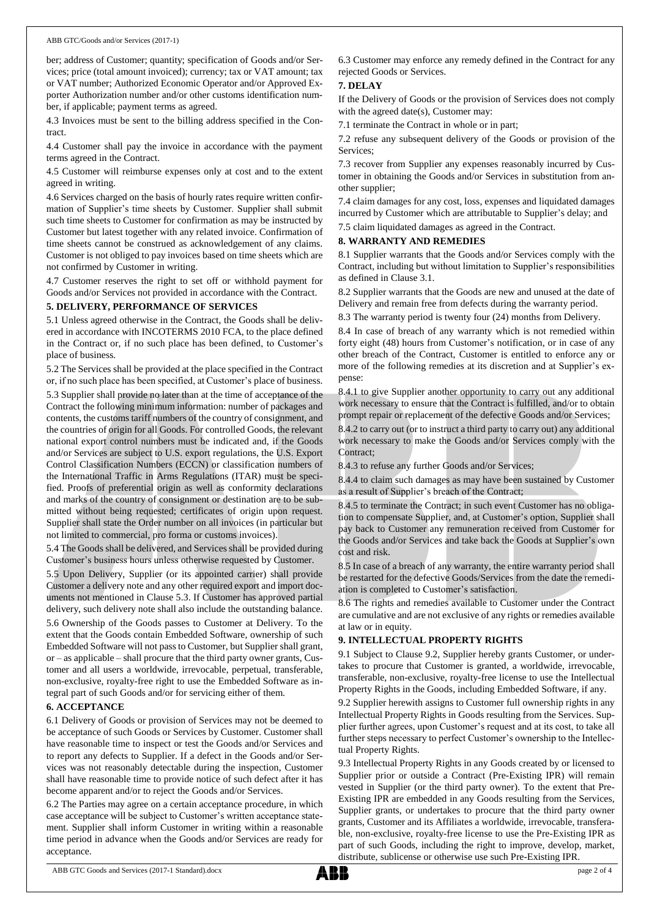ber; address of Customer; quantity; specification of Goods and/or Services; price (total amount invoiced); currency; tax or VAT amount; tax or VAT number; Authorized Economic Operator and/or Approved Exporter Authorization number and/or other customs identification number, if applicable; payment terms as agreed.

4.3 Invoices must be sent to the billing address specified in the Contract.

4.4 Customer shall pay the invoice in accordance with the payment terms agreed in the Contract.

4.5 Customer will reimburse expenses only at cost and to the extent agreed in writing.

4.6 Services charged on the basis of hourly rates require written confirmation of Supplier's time sheets by Customer. Supplier shall submit such time sheets to Customer for confirmation as may be instructed by Customer but latest together with any related invoice. Confirmation of time sheets cannot be construed as acknowledgement of any claims. Customer is not obliged to pay invoices based on time sheets which are not confirmed by Customer in writing.

4.7 Customer reserves the right to set off or withhold payment for Goods and/or Services not provided in accordance with the Contract.

## 5. DELIVERY, PERFORMANCE OF SERVICES

5.1 Unless agreed otherwise in the Contract, the Goods shall be delivered in accordance with INCOTERMS 2010 FCA, to the place defined in the Contract or, if no such place has been defined, to Customer's place of business.

5.2 The Services shall be provided at the place specified in the Contract or, if no such place has been specified, at Customer's place of business.

5.3 Supplier shall provide no later than at the time of acceptance of the Contract the following minimum information: number of packages and contents, the customs tariff numbers of the country of consignment, and the countries of origin for all Goods. For controlled Goods, the relevant national export control numbers must be indicated and, if the Goods and/or Services are subject to U.S. export regulations, the U.S. Export Control Classification Numbers (ECCN) or classification numbers of the International Traffic in Arms Regulations (ITAR) must be specified. Proofs of preferential origin as well as conformity declarations and marks of the country of consignment or destination are to be submitted without being requested; certificates of origin upon request. Supplier shall state the Order number on all invoices (in particular but not limited to commercial, pro forma or customs invoices).

5.4 The Goods shall be delivered, and Services shall be provided during Customer's business hours unless otherwise requested by Customer.

5.5 Upon Delivery, Supplier (or its appointed carrier) shall provide Customer a delivery note and any other required export and import documents not mentioned in Clause 5.3. If Customer has approved partial delivery, such delivery note shall also include the outstanding balance.

5.6 Ownership of the Goods passes to Customer at Delivery. To the extent that the Goods contain Embedded Software, ownership of such Embedded Software will not pass to Customer, but Supplier shall grant, or – as applicable – shall procure that the third party owner grants, Customer and all users a worldwide, irrevocable, perpetual, transferable, non-exclusive, royalty-free right to use the Embedded Software as integral part of such Goods and/or for servicing either of them.

## 6. ACCEPTANCE

6.1 Delivery of Goods or provision of Services may not be deemed to be acceptance of such Goods or Services by Customer. Customer shall have reasonable time to inspect or test the Goods and/or Services and to report any defects to Supplier. If a defect in the Goods and/or Services was not reasonably detectable during the inspection, Customer shall have reasonable time to provide notice of such defect after it has become apparent and/or to reject the Goods and/or Services.

6.2 The Parties may agree on a certain acceptance procedure, in which case acceptance will be subject to Customer's written acceptance statement. Supplier shall inform Customer in writing within a reasonable time period in advance when the Goods and/or Services are ready for acceptance.

6.3 Customer may enforce any remedy defined in the Contract for any rejected Goods or Services.

## 7. DELAY

If the Delivery of Goods or the provision of Services does not comply with the agreed date(s), Customer may:

7.1 terminate the Contract in whole or in part;

7.2 refuse any subsequent delivery of the Goods or provision of the Services;

7.3 recover from Supplier any expenses reasonably incurred by Customer in obtaining the Goods and/or Services in substitution from another supplier;

7.4 claim damages for any cost, loss, expenses and liquidated damages incurred by Customer which are attributable to Supplier's delay; and

7.5 claim liquidated damages as agreed in the Contract.

## 8. WARRANTY AND REMEDIES

8.1 Supplier warrants that the Goods and/or Services comply with the Contract, including but without limitation to Supplier's responsibilities as defined in Clause 3.1.

8.2 Supplier warrants that the Goods are new and unused at the date of Delivery and remain free from defects during the warranty period.

8.3 The warranty period is twenty four (24) months from Delivery.

8.4 In case of breach of any warranty which is not remedied within forty eight (48) hours from Customer's notification, or in case of any other breach of the Contract, Customer is entitled to enforce any or more of the following remedies at its discretion and at Supplier's expense:

8.4.1 to give Supplier another opportunity to carry out any additional work necessary to ensure that the Contract is fulfilled, and/or to obtain prompt repair or replacement of the defective Goods and/or Services;

8.4.2 to carry out (or to instruct a third party to carry out) any additional work necessary to make the Goods and/or Services comply with the Contract;

8.4.3 to refuse any further Goods and/or Services;

8.4.4 to claim such damages as may have been sustained by Customer as a result of Supplier's breach of the Contract;

8.4.5 to terminate the Contract; in such event Customer has no obligation to compensate Supplier, and, at Customer's option, Supplier shall pay back to Customer any remuneration received from Customer for the Goods and/or Services and take back the Goods at Supplier's own cost and risk.

8.5 In case of a breach of any warranty, the entire warranty period shall be restarted for the defective Goods/Services from the date the remediation is completed to Customer's satisfaction.

8.6 The rights and remedies available to Customer under the Contract are cumulative and are not exclusive of any rights or remedies available at law or in equity.

## 9. INTELLECTUAL PROPERTY RIGHTS

9.1 Subject to Clause 9.2, Supplier hereby grants Customer, or undertakes to procure that Customer is granted, a worldwide, irrevocable, transferable, non-exclusive, royalty-free license to use the Intellectual Property Rights in the Goods, including Embedded Software, if any.

9.2 Supplier herewith assigns to Customer full ownership rights in any Intellectual Property Rights in Goods resulting from the Services. Supplier further agrees, upon Customer's request and at its cost, to take all further steps necessary to perfect Customer's ownership to the Intellectual Property Rights.

9.3 Intellectual Property Rights in any Goods created by or licensed to Supplier prior or outside a Contract (Pre-Existing IPR) will remain vested in Supplier (or the third party owner). To the extent that Pre-Existing IPR are embedded in any Goods resulting from the Services, Supplier grants, or undertakes to procure that the third party owner grants, Customer and its Affiliates a worldwide, irrevocable, transferable, non-exclusive, royalty-free license to use the Pre-Existing IPR as part of such Goods, including the right to improve, develop, market, distribute, sublicense or otherwise use such Pre-Existing IPR.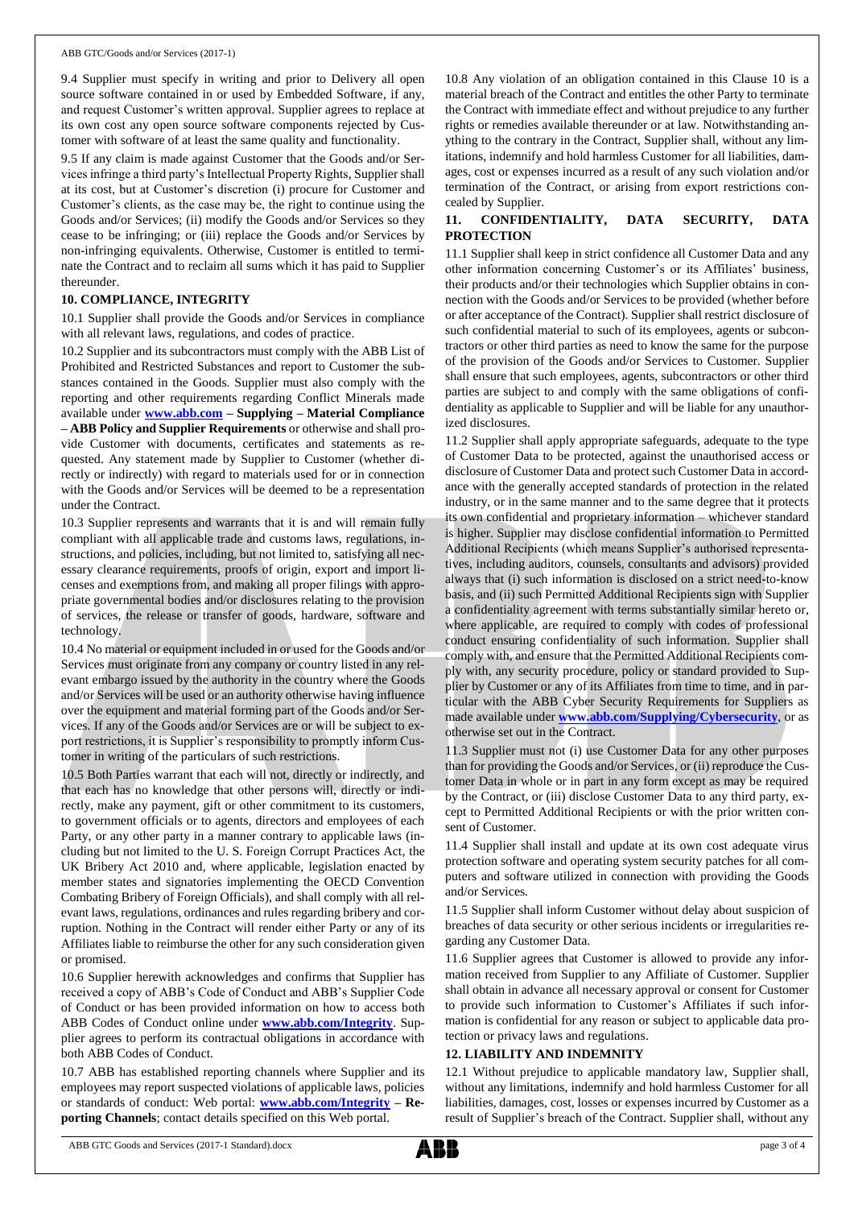9.4 Supplier must specify in writing and prior to Delivery all open source software contained in or used by Embedded Software, if any, and request Customer's written approval. Supplier agrees to replace at its own cost any open source software components rejected by Customer with software of at least the same quality and functionality.

9.5 If any claim is made against Customer that the Goods and/or Services infringe a third party's Intellectual Property Rights, Supplier shall at its cost, but at Customer's discretion (i) procure for Customer and Customer's clients, as the case may be, the right to continue using the Goods and/or Services; (ii) modify the Goods and/or Services so they cease to be infringing; or (iii) replace the Goods and/or Services by non-infringing equivalents. Otherwise, Customer is entitled to terminate the Contract and to reclaim all sums which it has paid to Supplier thereunder.

## 10. COMPLIANCE, INTEGRITY

10.1 Supplier shall provide the Goods and/or Services in compliance with all relevant laws, regulations, and codes of practice.

10.2 Supplier and its subcontractors must comply with the ABB List of Prohibited and Restricted Substances and report to Customer the substances contained in the Goods. Supplier must also comply with the reporting and other requirements regarding Conflict Minerals made available under **www.abb.com – Supplying – Material Compliance – ABB Policy and Supplier Requirements** or otherwise and shall provide Customer with documents, certificates and statements as requested. Any statement made by Supplier to Customer (whether directly or indirectly) with regard to materials used for or in connection with the Goods and/or Services will be deemed to be a representation under the Contract.

10.3 Supplier represents and warrants that it is and will remain fully compliant with all applicable trade and customs laws, regulations, instructions, and policies, including, but not limited to, satisfying all necessary clearance requirements, proofs of origin, export and import licenses and exemptions from, and making all proper filings with appropriate governmental bodies and/or disclosures relating to the provision of services, the release or transfer of goods, hardware, software and technology.

10.4 No material or equipment included in or used for the Goods and/or Services must originate from any company or country listed in any relevant embargo issued by the authority in the country where the Goods and/or Services will be used or an authority otherwise having influence over the equipment and material forming part of the Goods and/or Services. If any of the Goods and/or Services are or will be subject to export restrictions, it is Supplier's responsibility to promptly inform Customer in writing of the particulars of such restrictions.

10.5 Both Parties warrant that each will not, directly or indirectly, and that each has no knowledge that other persons will, directly or indirectly, make any payment, gift or other commitment to its customers, to government officials or to agents, directors and employees of each Party, or any other party in a manner contrary to applicable laws (including but not limited to the U. S. Foreign Corrupt Practices Act, the UK Bribery Act 2010 and, where applicable, legislation enacted by member states and signatories implementing the OECD Convention Combating Bribery of Foreign Officials), and shall comply with all relevant laws, regulations, ordinances and rules regarding bribery and corruption. Nothing in the Contract will render either Party or any of its Affiliates liable to reimburse the other for any such consideration given or promised.

10.6 Supplier herewith acknowledges and confirms that Supplier has received a copy of ABB's Code of Conduct and ABB's Supplier Code of Conduct or has been provided information on how to access both ABB Codes of Conduct online under **www.abb.com/Integrity**. Supplier agrees to perform its contractual obligations in accordance with both ABB Codes of Conduct.

10.7 ABB has established reporting channels where Supplier and its employees may report suspected violations of applicable laws, policies or standards of conduct: Web portal: **www.abb.com/Integrity – Reporting Channels**; contact details specified on this Web portal.

10.8 Any violation of an obligation contained in this Clause 10 is a material breach of the Contract and entitles the other Party to terminate the Contract with immediate effect and without prejudice to any further rights or remedies available thereunder or at law. Notwithstanding anything to the contrary in the Contract, Supplier shall, without any limitations, indemnify and hold harmless Customer for all liabilities, damages, cost or expenses incurred as a result of any such violation and/or termination of the Contract, or arising from export restrictions concealed by Supplier.

## 11. CONFIDENTIALITY, DATA SECURITY, DATA PROTECTION

11.1 Supplier shall keep in strict confidence all Customer Data and any other information concerning Customer's or its Affiliates' business, their products and/or their technologies which Supplier obtains in connection with the Goods and/or Services to be provided (whether before or after acceptance of the Contract). Supplier shall restrict disclosure of such confidential material to such of its employees, agents or subcontractors or other third parties as need to know the same for the purpose of the provision of the Goods and/or Services to Customer. Supplier shall ensure that such employees, agents, subcontractors or other third parties are subject to and comply with the same obligations of confidentiality as applicable to Supplier and will be liable for any unauthorized disclosures.

11.2 Supplier shall apply appropriate safeguards, adequate to the type of Customer Data to be protected, against the unauthorised access or disclosure of Customer Data and protect such Customer Data in accordance with the generally accepted standards of protection in the related industry, or in the same manner and to the same degree that it protects its own confidential and proprietary information – whichever standard is higher. Supplier may disclose confidential information to Permitted Additional Recipients (which means Supplier's authorised representatives, including auditors, counsels, consultants and advisors) provided always that (i) such information is disclosed on a strict need-to-know basis, and (ii) such Permitted Additional Recipients sign with Supplier a confidentiality agreement with terms substantially similar hereto or, where applicable, are required to comply with codes of professional conduct ensuring confidentiality of such information. Supplier shall comply with, and ensure that the Permitted Additional Recipients comply with, any security procedure, policy or standard provided to Supplier by Customer or any of its Affiliates from time to time, and in particular with the ABB Cyber Security Requirements for Suppliers as made available under **www.abb.com/Supplying/Cybersecurity**, or as otherwise set out in the Contract.

11.3 Supplier must not (i) use Customer Data for any other purposes than for providing the Goods and/or Services, or (ii) reproduce the Customer Data in whole or in part in any form except as may be required by the Contract, or (iii) disclose Customer Data to any third party, except to Permitted Additional Recipients or with the prior written consent of Customer.

11.4 Supplier shall install and update at its own cost adequate virus protection software and operating system security patches for all computers and software utilized in connection with providing the Goods and/or Services.

11.5 Supplier shall inform Customer without delay about suspicion of breaches of data security or other serious incidents or irregularities regarding any Customer Data.

11.6 Supplier agrees that Customer is allowed to provide any information received from Supplier to any Affiliate of Customer. Supplier shall obtain in advance all necessary approval or consent for Customer to provide such information to Customer's Affiliates if such information is confidential for any reason or subject to applicable data protection or privacy laws and regulations.

## 12. LIABILITY AND INDEMNITY

12.1 Without prejudice to applicable mandatory law, Supplier shall, without any limitations, indemnify and hold harmless Customer for all liabilities, damages, cost, losses or expenses incurred by Customer as a result of Supplier's breach of the Contract. Supplier shall, without any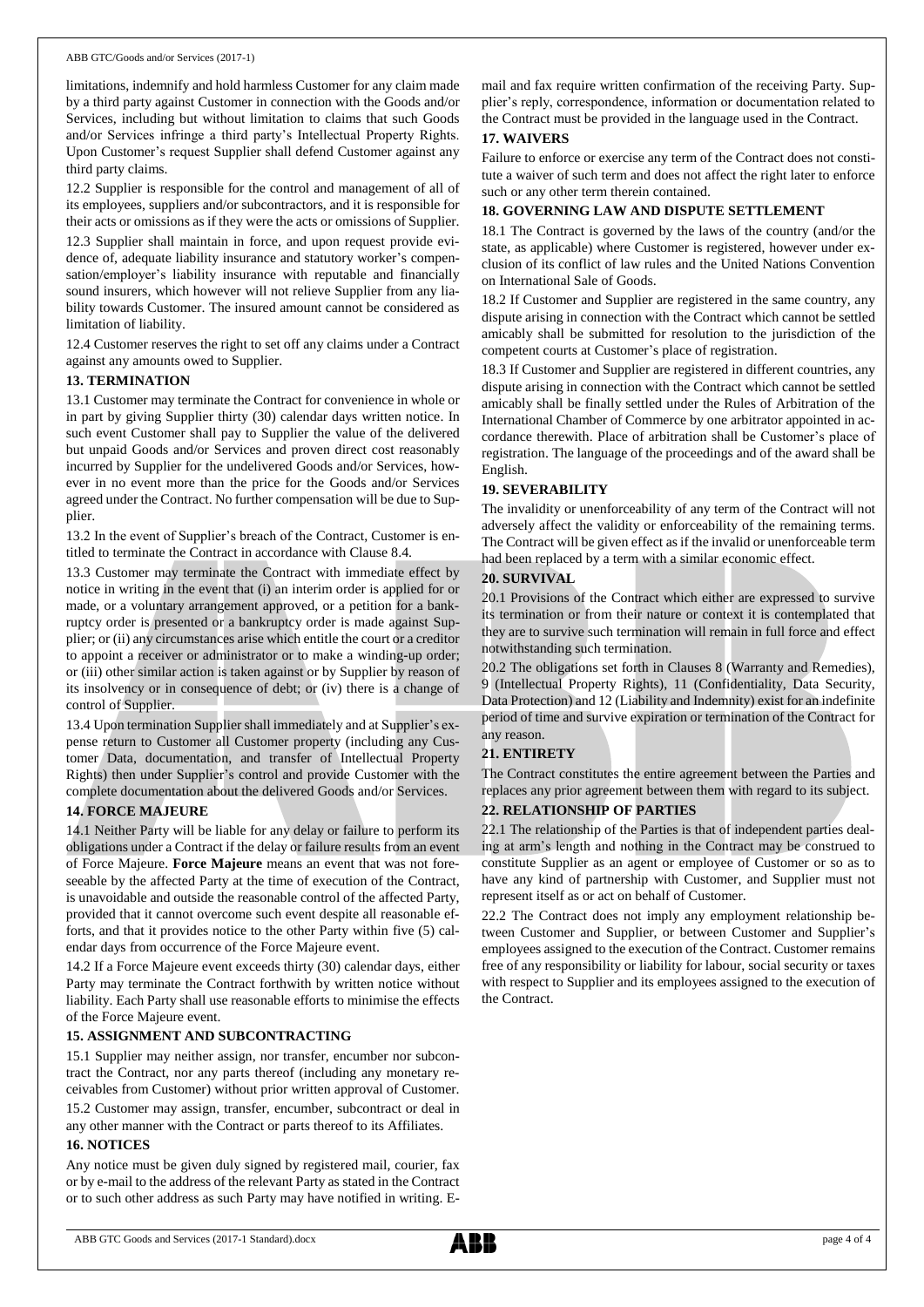limitations, indemnify and hold harmless Customer for any claim made by a third party against Customer in connection with the Goods and/or Services, including but without limitation to claims that such Goods and/or Services infringe a third party's Intellectual Property Rights. Upon Customer's request Supplier shall defend Customer against any third party claims.

12.2 Supplier is responsible for the control and management of all of its employees, suppliers and/or subcontractors, and it is responsible for their acts or omissions as if they were the acts or omissions of Supplier.

12.3 Supplier shall maintain in force, and upon request provide evidence of, adequate liability insurance and statutory worker's compensation/employer's liability insurance with reputable and financially sound insurers, which however will not relieve Supplier from any liability towards Customer. The insured amount cannot be considered as limitation of liability.

12.4 Customer reserves the right to set off any claims under a Contract against any amounts owed to Supplier.

## 13. TERMINATION

13.1 Customer may terminate the Contract for convenience in whole or in part by giving Supplier thirty (30) calendar days written notice. In such event Customer shall pay to Supplier the value of the delivered but unpaid Goods and/or Services and proven direct cost reasonably incurred by Supplier for the undelivered Goods and/or Services, however in no event more than the price for the Goods and/or Services agreed under the Contract. No further compensation will be due to Supplier.

13.2 In the event of Supplier's breach of the Contract, Customer is entitled to terminate the Contract in accordance with Clause 8.4.

13.3 Customer may terminate the Contract with immediate effect by notice in writing in the event that (i) an interim order is applied for or made, or a voluntary arrangement approved, or a petition for a bankruptcy order is presented or a bankruptcy order is made against Supplier; or (ii) any circumstances arise which entitle the court or a creditor to appoint a receiver or administrator or to make a winding-up order; or (iii) other similar action is taken against or by Supplier by reason of its insolvency or in consequence of debt; or (iv) there is a change of control of Supplier.

13.4 Upon termination Supplier shall immediately and at Supplier's expense return to Customer all Customer property (including any Customer Data, documentation, and transfer of Intellectual Property Rights) then under Supplier's control and provide Customer with the complete documentation about the delivered Goods and/or Services.

## 14. FORCE MAJEURE

14.1 Neither Party will be liable for any delay or failure to perform its obligations under a Contract if the delay or failure results from an event of Force Majeure. **Force Majeure** means an event that was not foreseeable by the affected Party at the time of execution of the Contract, is unavoidable and outside the reasonable control of the affected Party, provided that it cannot overcome such event despite all reasonable efforts, and that it provides notice to the other Party within five (5) calendar days from occurrence of the Force Majeure event.

14.2 If a Force Majeure event exceeds thirty (30) calendar days, either Party may terminate the Contract forthwith by written notice without liability. Each Party shall use reasonable efforts to minimise the effects of the Force Majeure event.

## 15. ASSIGNMENT AND SUBCONTRACTING

15.1 Supplier may neither assign, nor transfer, encumber nor subcontract the Contract, nor any parts thereof (including any monetary receivables from Customer) without prior written approval of Customer.

15.2 Customer may assign, transfer, encumber, subcontract or deal in any other manner with the Contract or parts thereof to its Affiliates.

## 16. NOTICES

Any notice must be given duly signed by registered mail, courier, fax or by e-mail to the address of the relevant Party as stated in the Contract or to such other address as such Party may have notified in writing. E-mail and fax require written confirmation of the receiving Party. Supplier's reply, correspondence, information or documentation related to the Contract must be provided in the language used in the Contract.

## 17. WAIVERS

Failure to enforce or exercise any term of the Contract does not constitute a waiver of such term and does not affect the right later to enforce such or any other term therein contained.

## 18. GOVERNING LAW AND DISPUTE SETTLEMENT

18.1 The Contract is governed by the laws of the country (and/or the state, as applicable) where Customer is registered, however under exclusion of its conflict of law rules and the United Nations Convention on International Sale of Goods.

18.2 If Customer and Supplier are registered in the same country, any dispute arising in connection with the Contract which cannot be settled amicably shall be submitted for resolution to the jurisdiction of the competent courts at Customer's place of registration.

18.3 If Customer and Supplier are registered in different countries, any dispute arising in connection with the Contract which cannot be settled amicably shall be finally settled under the Rules of Arbitration of the International Chamber of Commerce by one arbitrator appointed in accordance therewith. Place of arbitration shall be Customer's place of registration. The language of the proceedings and of the award shall be English.

## 19. SEVERABILITY

The invalidity or unenforceability of any term of the Contract will not adversely affect the validity or enforceability of the remaining terms. The Contract will be given effect as if the invalid or unenforceable term had been replaced by a term with a similar economic effect.

## 20. SURVIVAL

20.1 Provisions of the Contract which either are expressed to survive its termination or from their nature or context it is contemplated that they are to survive such termination will remain in full force and effect notwithstanding such termination.

20.2 The obligations set forth in Clauses 8 (Warranty and Remedies), 9 (Intellectual Property Rights), 11 (Confidentiality, Data Security, Data Protection) and 12 (Liability and Indemnity) exist for an indefinite period of time and survive expiration or termination of the Contract for any reason.

## 21. ENTIRETY

The Contract constitutes the entire agreement between the Parties and replaces any prior agreement between them with regard to its subject.

## 22. RELATIONSHIP OF PARTIES

22.1 The relationship of the Parties is that of independent parties dealing at arm's length and nothing in the Contract may be construed to constitute Supplier as an agent or employee of Customer or so as to have any kind of partnership with Customer, and Supplier must not represent itself as or act on behalf of Customer.

22.2 The Contract does not imply any employment relationship between Customer and Supplier, or between Customer and Supplier's employees assigned to the execution of the Contract. Customer remains free of any responsibility or liability for labour, social security or taxes with respect to Supplier and its employees assigned to the execution of the Contract.